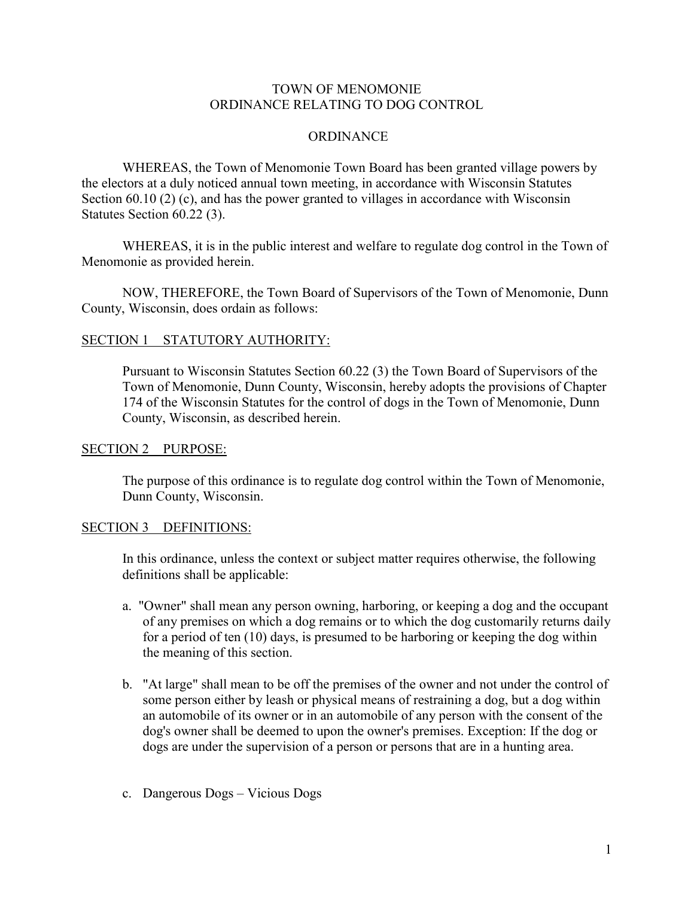# TOWN OF MENOMONIE
# ORDINANCE RELATING TO DOG CONTROL

## ORDINANCE

WHEREAS, the Town of Menomonie Town Board has been granted village powers by the electors at a duly noticed annual town meeting, in accordance with Wisconsin Statutes Section 60.10 (2) (c), and has the power granted to villages in accordance with Wisconsin Statutes Section 60.22 (3).

WHEREAS, it is in the public interest and welfare to regulate dog control in the Town of Menomonie as provided herein.

NOW, THEREFORE, the Town Board of Supervisors of the Town of Menomonie, Dunn County, Wisconsin, does ordain as follows:

## SECTION 1 STATUTORY AUTHORITY:

Pursuant to Wisconsin Statutes Section 60.22 (3) the Town Board of Supervisors of the Town of Menomonie, Dunn County, Wisconsin, hereby adopts the provisions of Chapter 174 of the Wisconsin Statutes for the control of dogs in the Town of Menomonie, Dunn County, Wisconsin, as described herein.

## SECTION 2 PURPOSE:

The purpose of this ordinance is to regulate dog control within the Town of Menomonie, Dunn County, Wisconsin.

## SECTION 3 DEFINITIONS:

In this ordinance, unless the context or subject matter requires otherwise, the following definitions shall be applicable:

a. "Owner" shall mean any person owning, harboring, or keeping a dog and the occupant of any premises on which a dog remains or to which the dog customarily returns daily for a period of ten (10) days, is presumed to be harboring or keeping the dog within the meaning of this section.

b. "At large" shall mean to be off the premises of the owner and not under the control of some person either by leash or physical means of restraining a dog, but a dog within an automobile of its owner or in an automobile of any person with the consent of the dog's owner shall be deemed to upon the owner's premises. Exception: If the dog or dogs are under the supervision of a person or persons that are in a hunting area.

c. Dangerous Dogs – Vicious Dogs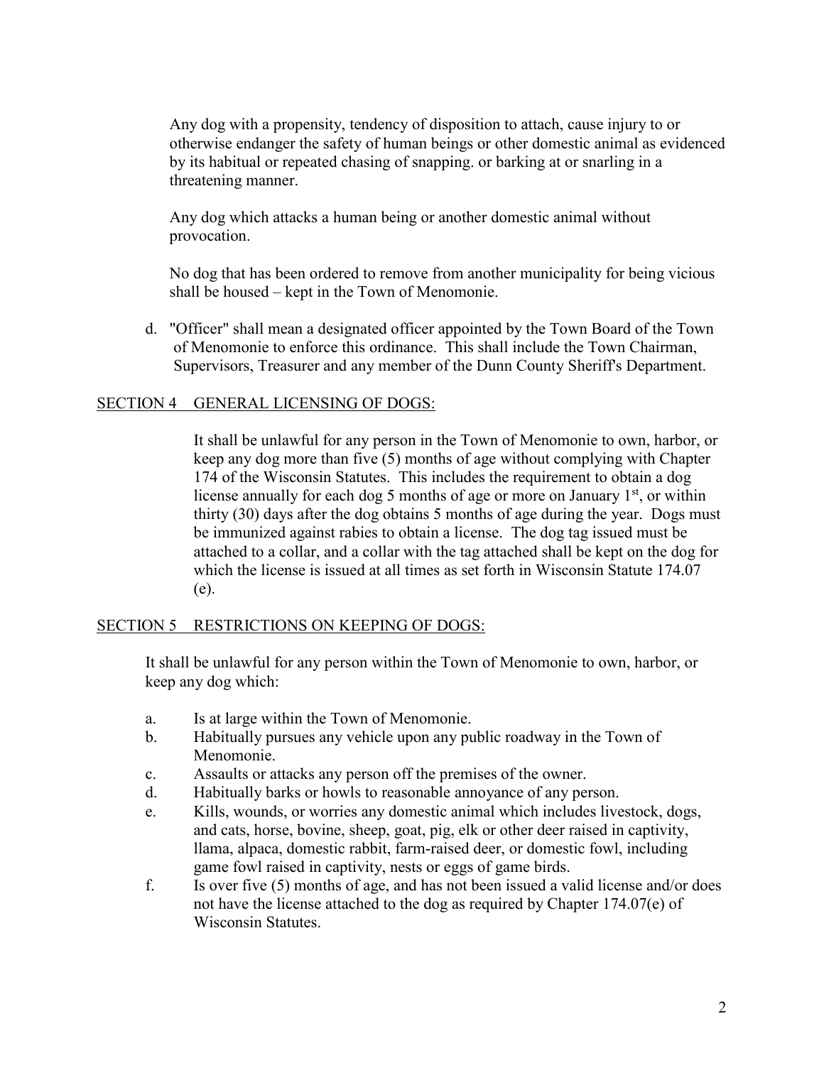Any dog with a propensity, tendency of disposition to attach, cause injury to or otherwise endanger the safety of human beings or other domestic animal as evidenced by its habitual or repeated chasing of snapping. or barking at or snarling in a threatening manner.

Any dog which attacks a human being or another domestic animal without provocation.

No dog that has been ordered to remove from another municipality for being vicious shall be housed – kept in the Town of Menomonie.

d. "Officer" shall mean a designated officer appointed by the Town Board of the Town of Menomonie to enforce this ordinance. This shall include the Town Chairman, Supervisors, Treasurer and any member of the Dunn County Sheriff's Department.

## SECTION 4 GENERAL LICENSING OF DOGS:

It shall be unlawful for any person in the Town of Menomonie to own, harbor, or keep any dog more than five (5) months of age without complying with Chapter 174 of the Wisconsin Statutes. This includes the requirement to obtain a dog license annually for each dog 5 months of age or more on January 1st, or within thirty (30) days after the dog obtains 5 months of age during the year. Dogs must be immunized against rabies to obtain a license. The dog tag issued must be attached to a collar, and a collar with the tag attached shall be kept on the dog for which the license is issued at all times as set forth in Wisconsin Statute 174.07 (e).

## SECTION 5 RESTRICTIONS ON KEEPING OF DOGS:

It shall be unlawful for any person within the Town of Menomonie to own, harbor, or keep any dog which:

a. Is at large within the Town of Menomonie.
b. Habitually pursues any vehicle upon any public roadway in the Town of Menomonie.
c. Assaults or attacks any person off the premises of the owner.
d. Habitually barks or howls to reasonable annoyance of any person.
e. Kills, wounds, or worries any domestic animal which includes livestock, dogs, and cats, horse, bovine, sheep, goat, pig, elk or other deer raised in captivity, llama, alpaca, domestic rabbit, farm-raised deer, or domestic fowl, including game fowl raised in captivity, nests or eggs of game birds.
f. Is over five (5) months of age, and has not been issued a valid license and/or does not have the license attached to the dog as required by Chapter 174.07(e) of Wisconsin Statutes.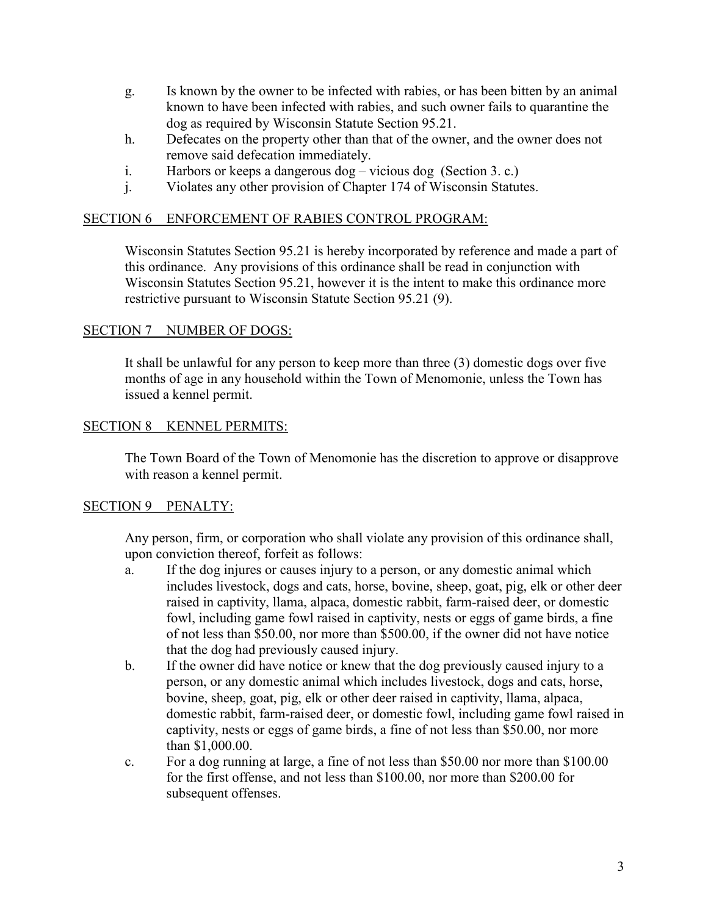g. Is known by the owner to be infected with rabies, or has been bitten by an animal known to have been infected with rabies, and such owner fails to quarantine the dog as required by Wisconsin Statute Section 95.21.

h. Defecates on the property other than that of the owner, and the owner does not remove said defecation immediately.

i. Harbors or keeps a dangerous dog – vicious dog (Section 3. c.)

j. Violates any other provision of Chapter 174 of Wisconsin Statutes.

## SECTION 6 ENFORCEMENT OF RABIES CONTROL PROGRAM:

Wisconsin Statutes Section 95.21 is hereby incorporated by reference and made a part of this ordinance. Any provisions of this ordinance shall be read in conjunction with Wisconsin Statutes Section 95.21, however it is the intent to make this ordinance more restrictive pursuant to Wisconsin Statute Section 95.21 (9).

## SECTION 7 NUMBER OF DOGS:

It shall be unlawful for any person to keep more than three (3) domestic dogs over five months of age in any household within the Town of Menomonie, unless the Town has issued a kennel permit.

## SECTION 8 KENNEL PERMITS:

The Town Board of the Town of Menomonie has the discretion to approve or disapprove with reason a kennel permit.

## SECTION 9 PENALTY:

Any person, firm, or corporation who shall violate any provision of this ordinance shall, upon conviction thereof, forfeit as follows:

a. If the dog injures or causes injury to a person, or any domestic animal which includes livestock, dogs and cats, horse, bovine, sheep, goat, pig, elk or other deer raised in captivity, llama, alpaca, domestic rabbit, farm-raised deer, or domestic fowl, including game fowl raised in captivity, nests or eggs of game birds, a fine of not less than $50.00, nor more than $500.00, if the owner did not have notice that the dog had previously caused injury.

b. If the owner did have notice or knew that the dog previously caused injury to a person, or any domestic animal which includes livestock, dogs and cats, horse, bovine, sheep, goat, pig, elk or other deer raised in captivity, llama, alpaca, domestic rabbit, farm-raised deer, or domestic fowl, including game fowl raised in captivity, nests or eggs of game birds, a fine of not less than $50.00, nor more than $1,000.00.

c. For a dog running at large, a fine of not less than $50.00 nor more than $100.00 for the first offense, and not less than $100.00, nor more than $200.00 for subsequent offenses.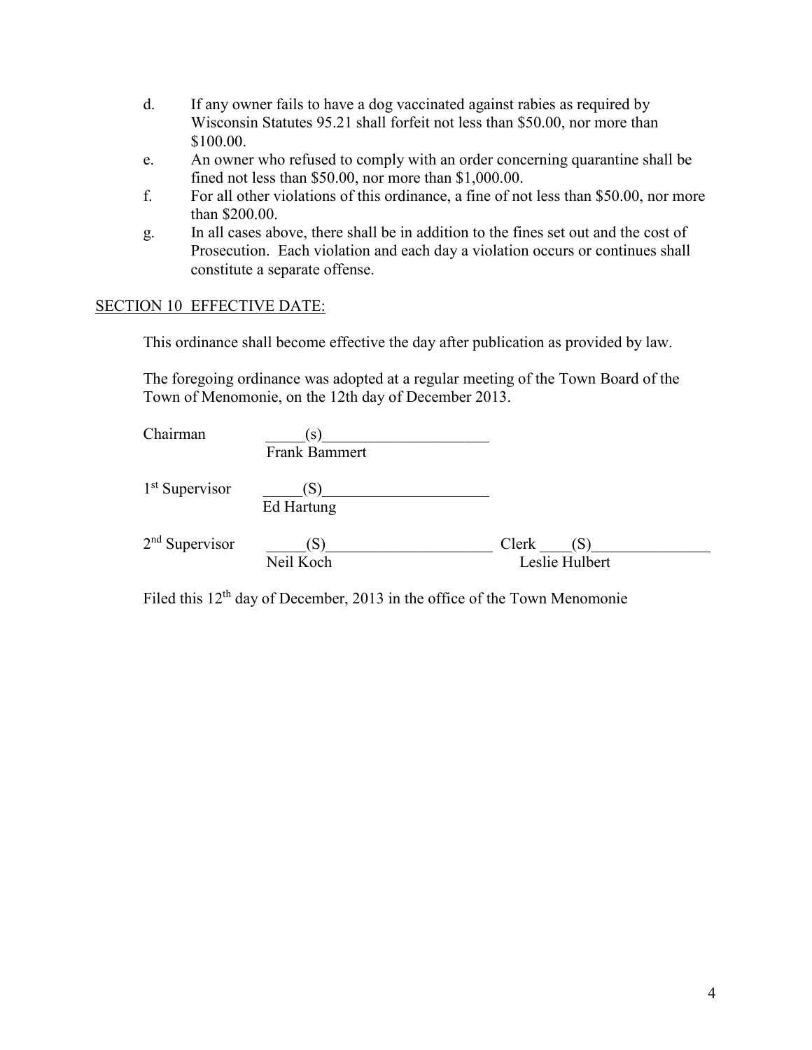d. If any owner fails to have a dog vaccinated against rabies as required by Wisconsin Statutes 95.21 shall forfeit not less than $50.00, nor more than $100.00.

e. An owner who refused to comply with an order concerning quarantine shall be fined not less than $50.00, nor more than $1,000.00.

f. For all other violations of this ordinance, a fine of not less than $50.00, nor more than $200.00.

g. In all cases above, there shall be in addition to the fines set out and the cost of Prosecution. Each violation and each day a violation occurs or continues shall constitute a separate offense.

SECTION 10 EFFECTIVE DATE:

This ordinance shall become effective the day after publication as provided by law.

The foregoing ordinance was adopted at a regular meeting of the Town Board of the Town of Menomonie, on the 12th day of December 2013.

Chairman _____(s)_____________________
Frank Bammert

1st Supervisor _____(S)_____________________
Ed Hartung

2nd Supervisor _____(S)_____________________
Neil Koch

Clerk ____(S)_______________
Leslie Hulbert

Filed this 12th day of December, 2013 in the office of the Town Menomonie